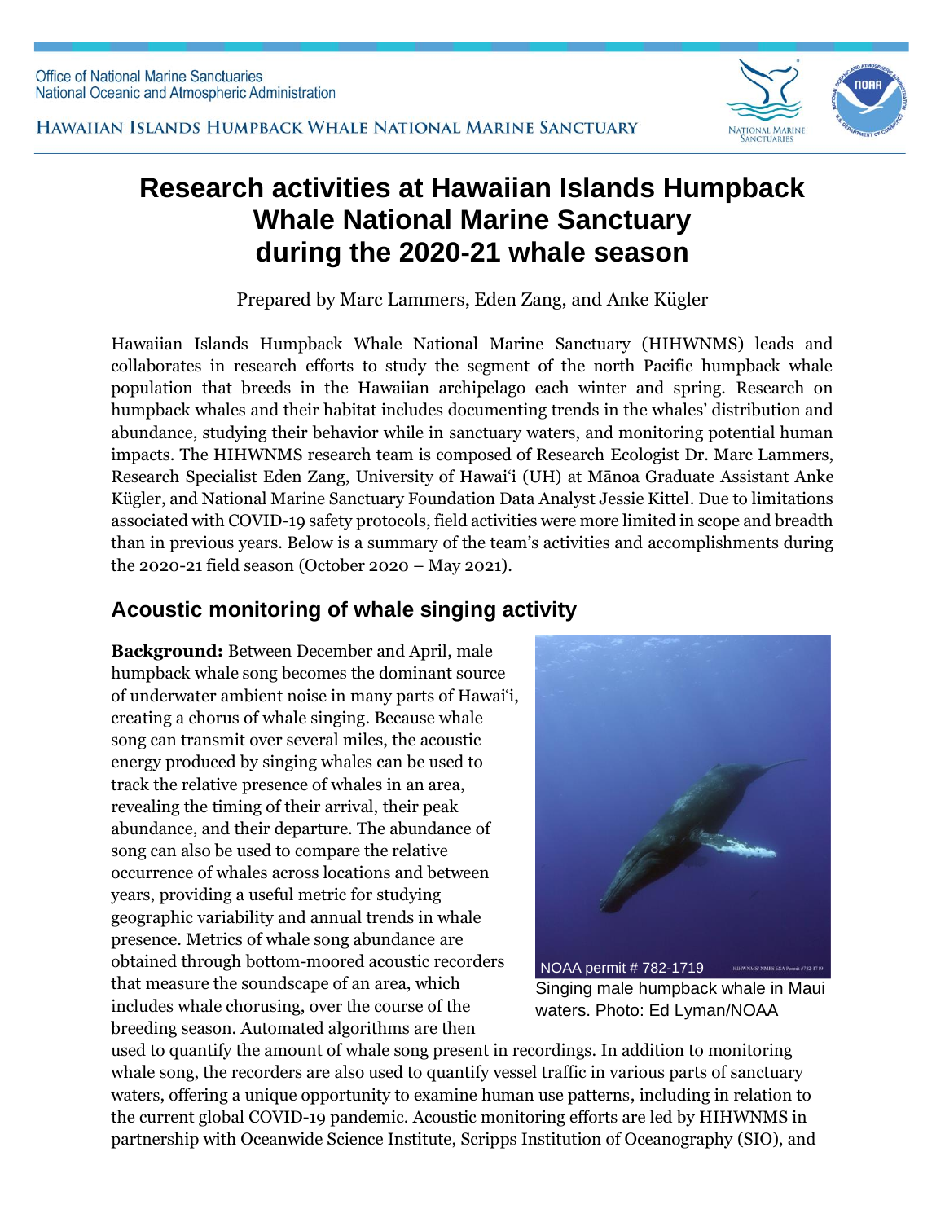Office of National Marine Sanctuaries
National Oceanic and Atmospheric Administration

HAWAIIAN ISLANDS HUMPBACK WHALE NATIONAL MARINE SANCTUARY

# Research activities at Hawaiian Islands Humpback Whale National Marine Sanctuary during the 2020-21 whale season

Prepared by Marc Lammers, Eden Zang, and Anke Kügler

Hawaiian Islands Humpback Whale National Marine Sanctuary (HIHWNMS) leads and collaborates in research efforts to study the segment of the north Pacific humpback whale population that breeds in the Hawaiian archipelago each winter and spring. Research on humpback whales and their habitat includes documenting trends in the whales' distribution and abundance, studying their behavior while in sanctuary waters, and monitoring potential human impacts. The HIHWNMS research team is composed of Research Ecologist Dr. Marc Lammers, Research Specialist Eden Zang, University of Hawaiʻi (UH) at Mānoa Graduate Assistant Anke Kügler, and National Marine Sanctuary Foundation Data Analyst Jessie Kittel. Due to limitations associated with COVID-19 safety protocols, field activities were more limited in scope and breadth than in previous years. Below is a summary of the team's activities and accomplishments during the 2020-21 field season (October 2020 – May 2021).

## Acoustic monitoring of whale singing activity

**Background:** Between December and April, male humpback whale song becomes the dominant source of underwater ambient noise in many parts of Hawaiʻi, creating a chorus of whale singing. Because whale song can transmit over several miles, the acoustic energy produced by singing whales can be used to track the relative presence of whales in an area, revealing the timing of their arrival, their peak abundance, and their departure. The abundance of song can also be used to compare the relative occurrence of whales across locations and between years, providing a useful metric for studying geographic variability and annual trends in whale presence. Metrics of whale song abundance are obtained through bottom-moored acoustic recorders that measure the soundscape of an area, which includes whale chorusing, over the course of the breeding season. Automated algorithms are then used to quantify the amount of whale song present in recordings. In addition to monitoring whale song, the recorders are also used to quantify vessel traffic in various parts of sanctuary waters, offering a unique opportunity to examine human use patterns, including in relation to the current global COVID-19 pandemic. Acoustic monitoring efforts are led by HIHWNMS in partnership with Oceanwide Science Institute, Scripps Institution of Oceanography (SIO), and

NOAA permit # 782-1719

Singing male humpback whale in Maui waters. Photo: Ed Lyman/NOAA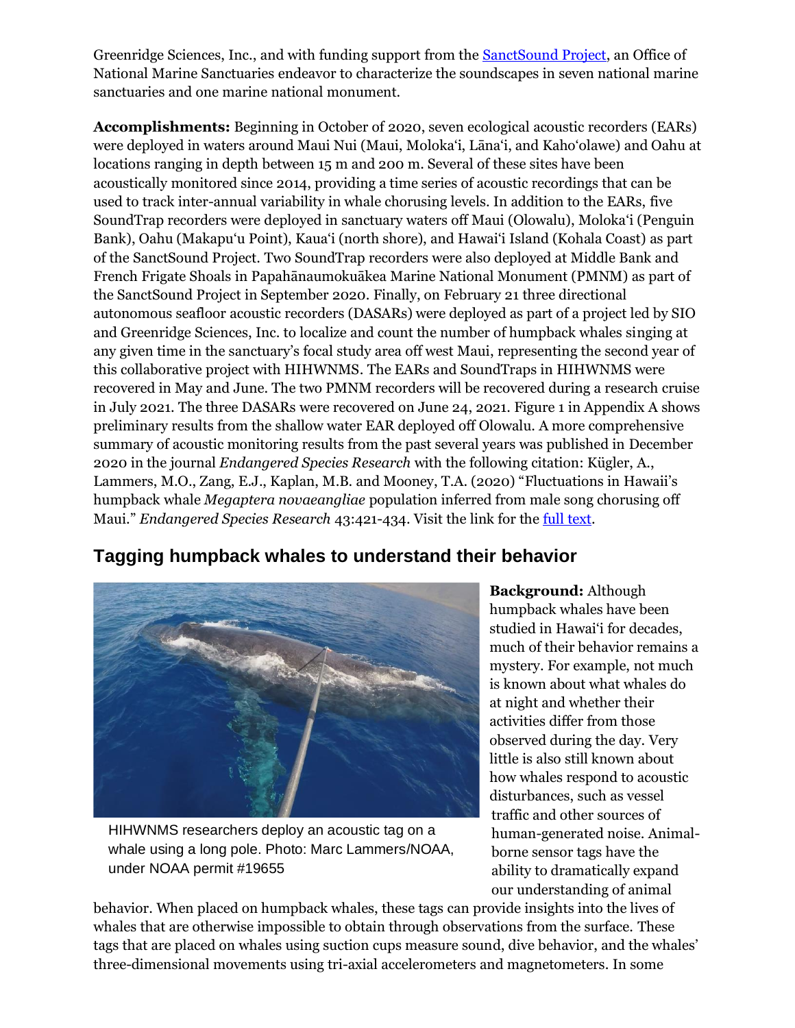Greenridge Sciences, Inc., and with funding support from the SanctSound Project, an Office of National Marine Sanctuaries endeavor to characterize the soundscapes in seven national marine sanctuaries and one marine national monument.

**Accomplishments:** Beginning in October of 2020, seven ecological acoustic recorders (EARs) were deployed in waters around Maui Nui (Maui, Molokaʻi, Lānaʻi, and Kahoʻolawe) and Oahu at locations ranging in depth between 15 m and 200 m. Several of these sites have been acoustically monitored since 2014, providing a time series of acoustic recordings that can be used to track inter-annual variability in whale chorusing levels. In addition to the EARs, five SoundTrap recorders were deployed in sanctuary waters off Maui (Olowalu), Molokaʻi (Penguin Bank), Oahu (Makapuʻu Point), Kauaʻi (north shore), and Hawaiʻi Island (Kohala Coast) as part of the SanctSound Project. Two SoundTrap recorders were also deployed at Middle Bank and French Frigate Shoals in Papahānaumokuākea Marine National Monument (PMNM) as part of the SanctSound Project in September 2020. Finally, on February 21 three directional autonomous seafloor acoustic recorders (DASARs) were deployed as part of a project led by SIO and Greenridge Sciences, Inc. to localize and count the number of humpback whales singing at any given time in the sanctuary's focal study area off west Maui, representing the second year of this collaborative project with HIHWNMS. The EARs and SoundTraps in HIHWNMS were recovered in May and June. The two PMNM recorders will be recovered during a research cruise in July 2021. The three DASARs were recovered on June 24, 2021. Figure 1 in Appendix A shows preliminary results from the shallow water EAR deployed off Olowalu. A more comprehensive summary of acoustic monitoring results from the past several years was published in December 2020 in the journal *Endangered Species Research* with the following citation: Kügler, A., Lammers, M.O., Zang, E.J., Kaplan, M.B. and Mooney, T.A. (2020) "Fluctuations in Hawaii's humpback whale *Megaptera novaeangliae* population inferred from male song chorusing off Maui." *Endangered Species Research* 43:421-434. Visit the link for the full text.

## Tagging humpback whales to understand their behavior

HIHWNMS researchers deploy an acoustic tag on a whale using a long pole. Photo: Marc Lammers/NOAA, under NOAA permit #19655

**Background:** Although humpback whales have been studied in Hawaiʻi for decades, much of their behavior remains a mystery. For example, not much is known about what whales do at night and whether their activities differ from those observed during the day. Very little is also still known about how whales respond to acoustic disturbances, such as vessel traffic and other sources of human-generated noise. Animal-borne sensor tags have the ability to dramatically expand our understanding of animal behavior. When placed on humpback whales, these tags can provide insights into the lives of whales that are otherwise impossible to obtain through observations from the surface. These tags that are placed on whales using suction cups measure sound, dive behavior, and the whales' three-dimensional movements using tri-axial accelerometers and magnetometers. In some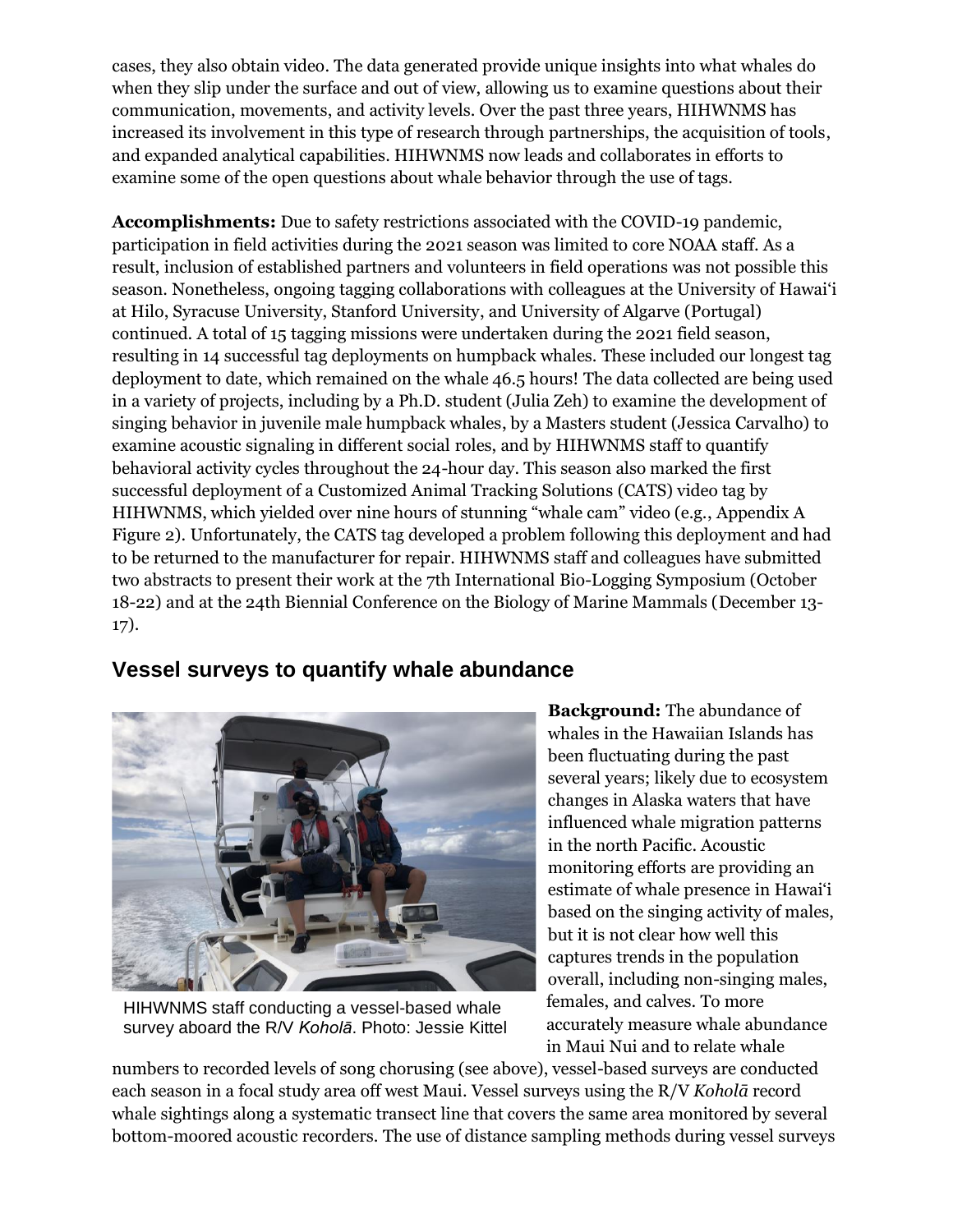cases, they also obtain video. The data generated provide unique insights into what whales do when they slip under the surface and out of view, allowing us to examine questions about their communication, movements, and activity levels. Over the past three years, HIHWNMS has increased its involvement in this type of research through partnerships, the acquisition of tools, and expanded analytical capabilities. HIHWNMS now leads and collaborates in efforts to examine some of the open questions about whale behavior through the use of tags.

**Accomplishments:** Due to safety restrictions associated with the COVID-19 pandemic, participation in field activities during the 2021 season was limited to core NOAA staff. As a result, inclusion of established partners and volunteers in field operations was not possible this season. Nonetheless, ongoing tagging collaborations with colleagues at the University of Hawai'i at Hilo, Syracuse University, Stanford University, and University of Algarve (Portugal) continued. A total of 15 tagging missions were undertaken during the 2021 field season, resulting in 14 successful tag deployments on humpback whales. These included our longest tag deployment to date, which remained on the whale 46.5 hours! The data collected are being used in a variety of projects, including by a Ph.D. student (Julia Zeh) to examine the development of singing behavior in juvenile male humpback whales, by a Masters student (Jessica Carvalho) to examine acoustic signaling in different social roles, and by HIHWNMS staff to quantify behavioral activity cycles throughout the 24-hour day. This season also marked the first successful deployment of a Customized Animal Tracking Solutions (CATS) video tag by HIHWNMS, which yielded over nine hours of stunning "whale cam" video (e.g., Appendix A Figure 2). Unfortunately, the CATS tag developed a problem following this deployment and had to be returned to the manufacturer for repair. HIHWNMS staff and colleagues have submitted two abstracts to present their work at the 7th International Bio-Logging Symposium (October 18-22) and at the 24th Biennial Conference on the Biology of Marine Mammals (December 13-17).

## Vessel surveys to quantify whale abundance

HIHWNMS staff conducting a vessel-based whale survey aboard the R/V *Koholā*. Photo: Jessie Kittel

**Background:** The abundance of whales in the Hawaiian Islands has been fluctuating during the past several years; likely due to ecosystem changes in Alaska waters that have influenced whale migration patterns in the north Pacific. Acoustic monitoring efforts are providing an estimate of whale presence in Hawai'i based on the singing activity of males, but it is not clear how well this captures trends in the population overall, including non-singing males, females, and calves. To more accurately measure whale abundance in Maui Nui and to relate whale numbers to recorded levels of song chorusing (see above), vessel-based surveys are conducted each season in a focal study area off west Maui. Vessel surveys using the R/V *Koholā* record whale sightings along a systematic transect line that covers the same area monitored by several bottom-moored acoustic recorders. The use of distance sampling methods during vessel surveys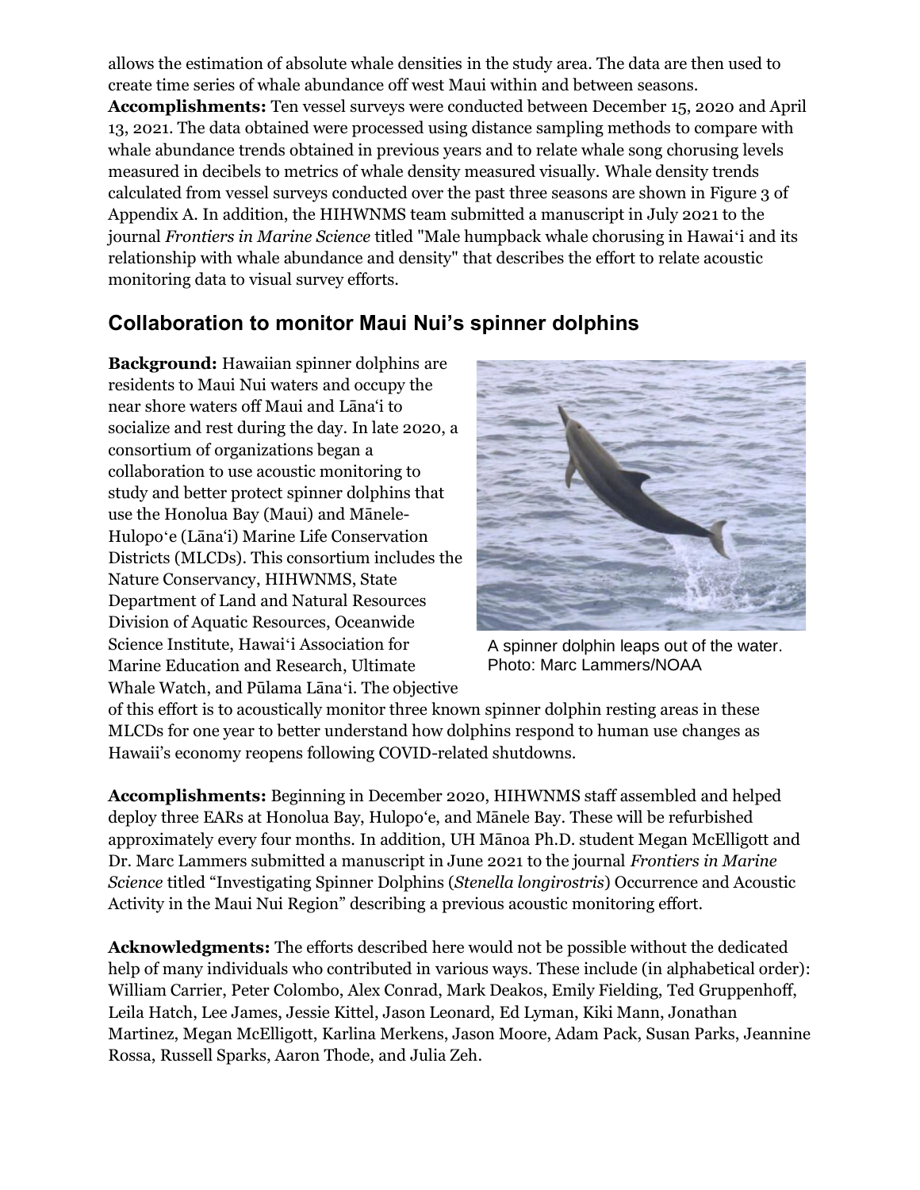allows the estimation of absolute whale densities in the study area. The data are then used to create time series of whale abundance off west Maui within and between seasons.

**Accomplishments:** Ten vessel surveys were conducted between December 15, 2020 and April 13, 2021. The data obtained were processed using distance sampling methods to compare with whale abundance trends obtained in previous years and to relate whale song chorusing levels measured in decibels to metrics of whale density measured visually. Whale density trends calculated from vessel surveys conducted over the past three seasons are shown in Figure 3 of Appendix A. In addition, the HIHWNMS team submitted a manuscript in July 2021 to the journal *Frontiers in Marine Science* titled "Male humpback whale chorusing in Hawaiʻi and its relationship with whale abundance and density" that describes the effort to relate acoustic monitoring data to visual survey efforts.

## Collaboration to monitor Maui Nui's spinner dolphins

**Background:** Hawaiian spinner dolphins are residents to Maui Nui waters and occupy the near shore waters off Maui and Lānaʻi to socialize and rest during the day. In late 2020, a consortium of organizations began a collaboration to use acoustic monitoring to study and better protect spinner dolphins that use the Honolua Bay (Maui) and Mānele-Hulopoʻe (Lānaʻi) Marine Life Conservation Districts (MLCDs). This consortium includes the Nature Conservancy, HIHWNMS, State Department of Land and Natural Resources Division of Aquatic Resources, Oceanwide Science Institute, Hawaiʻi Association for Marine Education and Research, Ultimate Whale Watch, and Pūlama Lānaʻi. The objective of this effort is to acoustically monitor three known spinner dolphin resting areas in these MLCDs for one year to better understand how dolphins respond to human use changes as Hawaii's economy reopens following COVID-related shutdowns.

A spinner dolphin leaps out of the water. Photo: Marc Lammers/NOAA

**Accomplishments:** Beginning in December 2020, HIHWNMS staff assembled and helped deploy three EARs at Honolua Bay, Hulopoʻe, and Mānele Bay. These will be refurbished approximately every four months. In addition, UH Mānoa Ph.D. student Megan McElligott and Dr. Marc Lammers submitted a manuscript in June 2021 to the journal *Frontiers in Marine Science* titled "Investigating Spinner Dolphins (*Stenella longirostris*) Occurrence and Acoustic Activity in the Maui Nui Region" describing a previous acoustic monitoring effort.

**Acknowledgments:** The efforts described here would not be possible without the dedicated help of many individuals who contributed in various ways. These include (in alphabetical order): William Carrier, Peter Colombo, Alex Conrad, Mark Deakos, Emily Fielding, Ted Gruppenhoff, Leila Hatch, Lee James, Jessie Kittel, Jason Leonard, Ed Lyman, Kiki Mann, Jonathan Martinez, Megan McElligott, Karlina Merkens, Jason Moore, Adam Pack, Susan Parks, Jeannine Rossa, Russell Sparks, Aaron Thode, and Julia Zeh.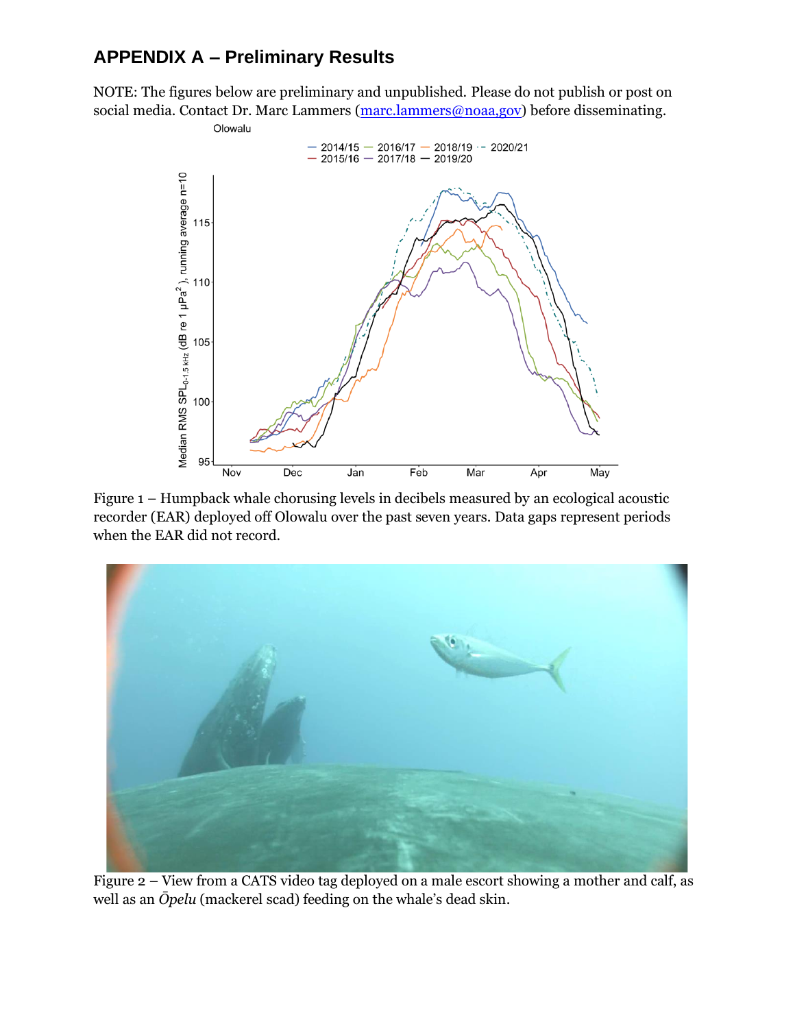## APPENDIX A – Preliminary Results

NOTE: The figures below are preliminary and unpublished. Please do not publish or post on social media. Contact Dr. Marc Lammers (marc.lammers@noaa,gov) before disseminating.

Figure 1 – Humpback whale chorusing levels in decibels measured by an ecological acoustic recorder (EAR) deployed off Olowalu over the past seven years. Data gaps represent periods when the EAR did not record.

Figure 2 – View from a CATS video tag deployed on a male escort showing a mother and calf, as well as an *Ōpelu* (mackerel scad) feeding on the whale's dead skin.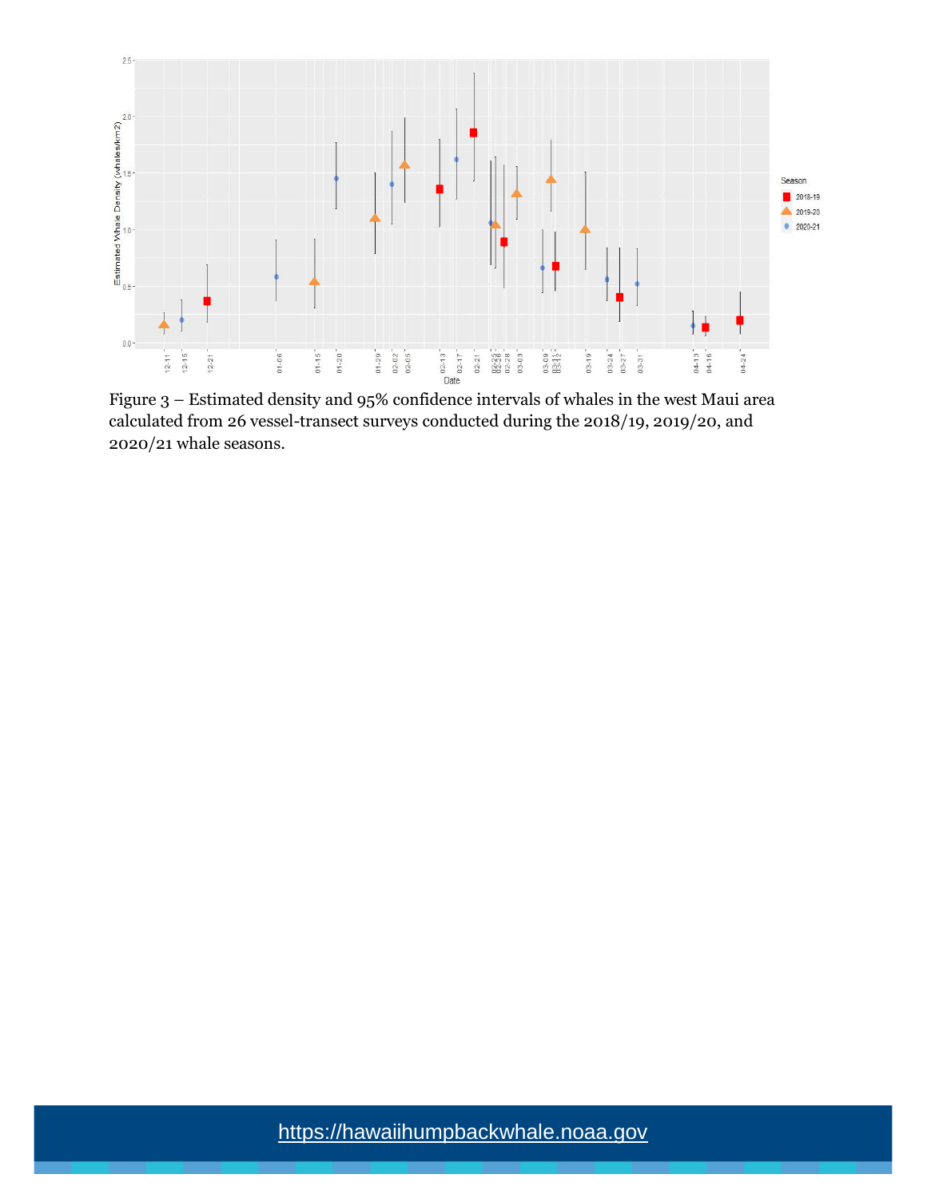Estimated Whale Density (whales/km2)

2.5
2.0
1.5
1.0
0.5
0.0

12-11
12-16
12-21
01-06
01-15
01-20
01-29
02-02
02-05
02-13
02-17
02-21
02-25
02-26
02-28
03-03
03-09
03-11
03-12
03-19
03-24
03-27
03-31
04-13
04-16
04-24

Date

Season
2018-19
2019-20
2020-21

Figure 3 – Estimated density and 95% confidence intervals of whales in the west Maui area calculated from 26 vessel-transect surveys conducted during the 2018/19, 2019/20, and 2020/21 whale seasons.

https://hawaiihumpbackwhale.noaa.gov